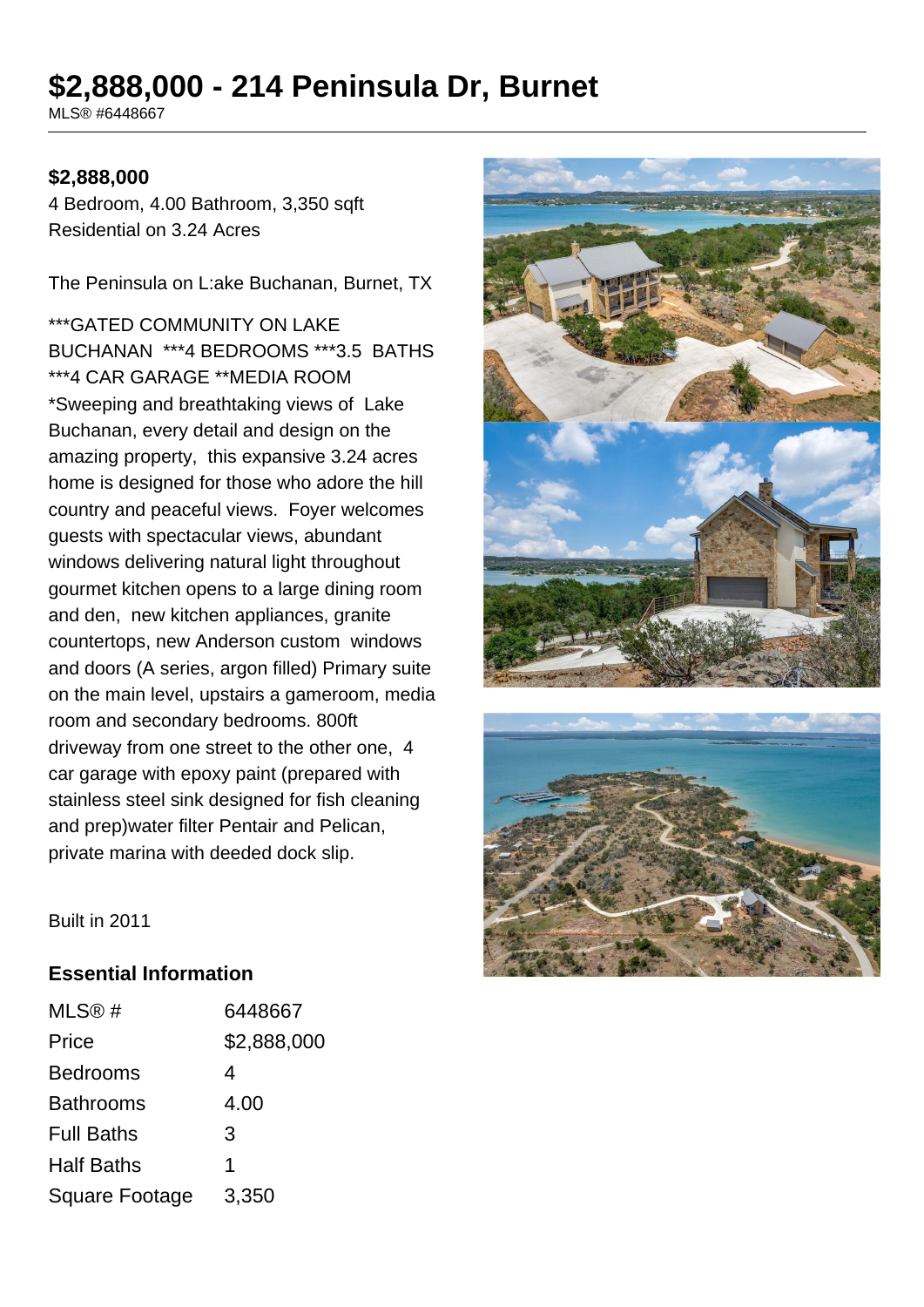# $2,888,000 - 214 Peninsula Dr, Burnet

MLS® #6448667

**$2,888,000**

4 Bedroom, 4.00 Bathroom, 3,350 sqft
Residential on 3.24 Acres

The Peninsula on L:ake Buchanan, Burnet, TX

***GATED COMMUNITY ON LAKE BUCHANAN ***4 BEDROOMS ***3.5 BATHS ***4 CAR GARAGE **MEDIA ROOM *Sweeping and breathtaking views of Lake Buchanan, every detail and design on the amazing property, this expansive 3.24 acres home is designed for those who adore the hill country and peaceful views. Foyer welcomes guests with spectacular views, abundant windows delivering natural light throughout gourmet kitchen opens to a large dining room and den, new kitchen appliances, granite countertops, new Anderson custom windows and doors (A series, argon filled) Primary suite on the main level, upstairs a gameroom, media room and secondary bedrooms. 800ft driveway from one street to the other one, 4 car garage with epoxy paint (prepared with stainless steel sink designed for fish cleaning and prep)water filter Pentair and Pelican, private marina with deeded dock slip.

Built in 2011

## Essential Information

| | |
|---|---|
| MLS® # | 6448667 |
| Price | $2,888,000 |
| Bedrooms | 4 |
| Bathrooms | 4.00 |
| Full Baths | 3 |
| Half Baths | 1 |
| Square Footage | 3,350 |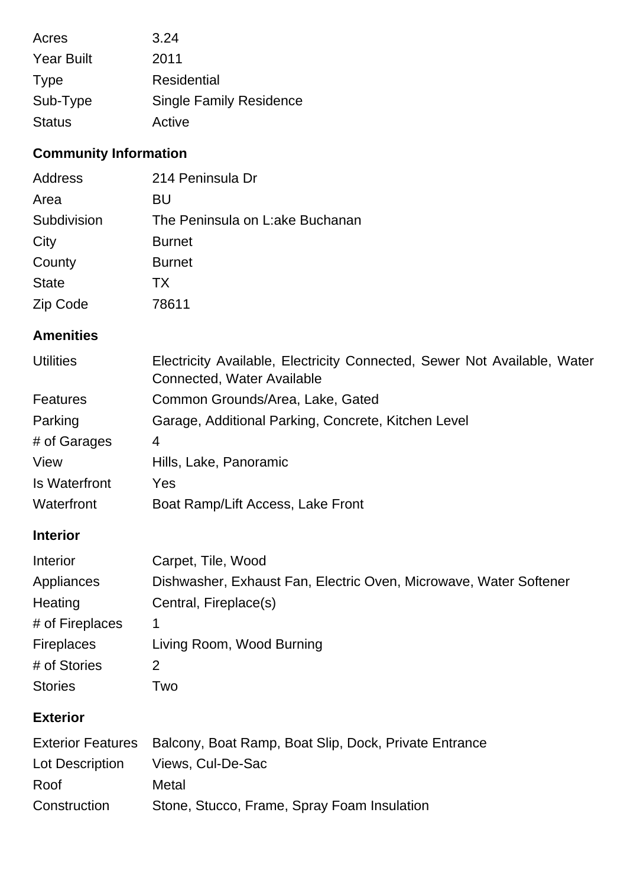| | |
|---|---|
| Acres | 3.24 |
| Year Built | 2011 |
| Type | Residential |
| Sub-Type | Single Family Residence |
| Status | Active |

## Community Information

| | |
|---|---|
| Address | 214 Peninsula Dr |
| Area | BU |
| Subdivision | The Peninsula on L:ake Buchanan |
| City | Burnet |
| County | Burnet |
| State | TX |
| Zip Code | 78611 |

## Amenities

| | |
|---|---|
| Utilities | Electricity Available, Electricity Connected, Sewer Not Available, Water Connected, Water Available |
| Features | Common Grounds/Area, Lake, Gated |
| Parking | Garage, Additional Parking, Concrete, Kitchen Level |
| # of Garages | 4 |
| View | Hills, Lake, Panoramic |
| Is Waterfront | Yes |
| Waterfront | Boat Ramp/Lift Access, Lake Front |

## Interior

| | |
|---|---|
| Interior | Carpet, Tile, Wood |
| Appliances | Dishwasher, Exhaust Fan, Electric Oven, Microwave, Water Softener |
| Heating | Central, Fireplace(s) |
| # of Fireplaces | 1 |
| Fireplaces | Living Room, Wood Burning |
| # of Stories | 2 |
| Stories | Two |

## Exterior

| | |
|---|---|
| Exterior Features | Balcony, Boat Ramp, Boat Slip, Dock, Private Entrance |
| Lot Description | Views, Cul-De-Sac |
| Roof | Metal |
| Construction | Stone, Stucco, Frame, Spray Foam Insulation |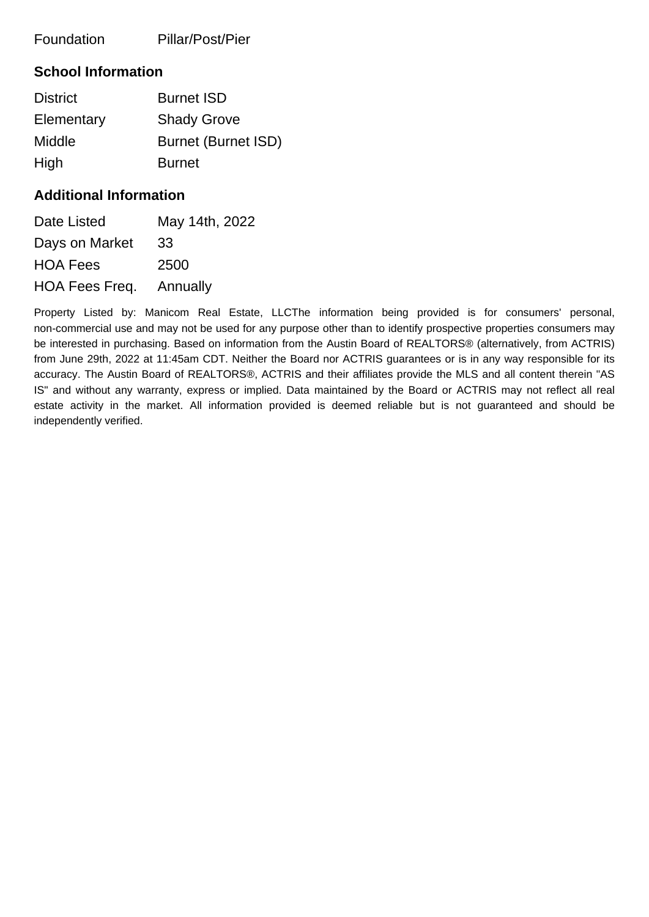| | |
|---|---|
| Foundation | Pillar/Post/Pier |

## School Information

| | |
|---|---|
| District | Burnet ISD |
| Elementary | Shady Grove |
| Middle | Burnet (Burnet ISD) |
| High | Burnet |

## Additional Information

| | |
|---|---|
| Date Listed | May 14th, 2022 |
| Days on Market | 33 |
| HOA Fees | 2500 |
| HOA Fees Freq. | Annually |

Property Listed by: Manicom Real Estate, LLCThe information being provided is for consumers' personal, non-commercial use and may not be used for any purpose other than to identify prospective properties consumers may be interested in purchasing. Based on information from the Austin Board of REALTORS® (alternatively, from ACTRIS) from June 29th, 2022 at 11:45am CDT. Neither the Board nor ACTRIS guarantees or is in any way responsible for its accuracy. The Austin Board of REALTORS®, ACTRIS and their affiliates provide the MLS and all content therein "AS IS" and without any warranty, express or implied. Data maintained by the Board or ACTRIS may not reflect all real estate activity in the market. All information provided is deemed reliable but is not guaranteed and should be independently verified.